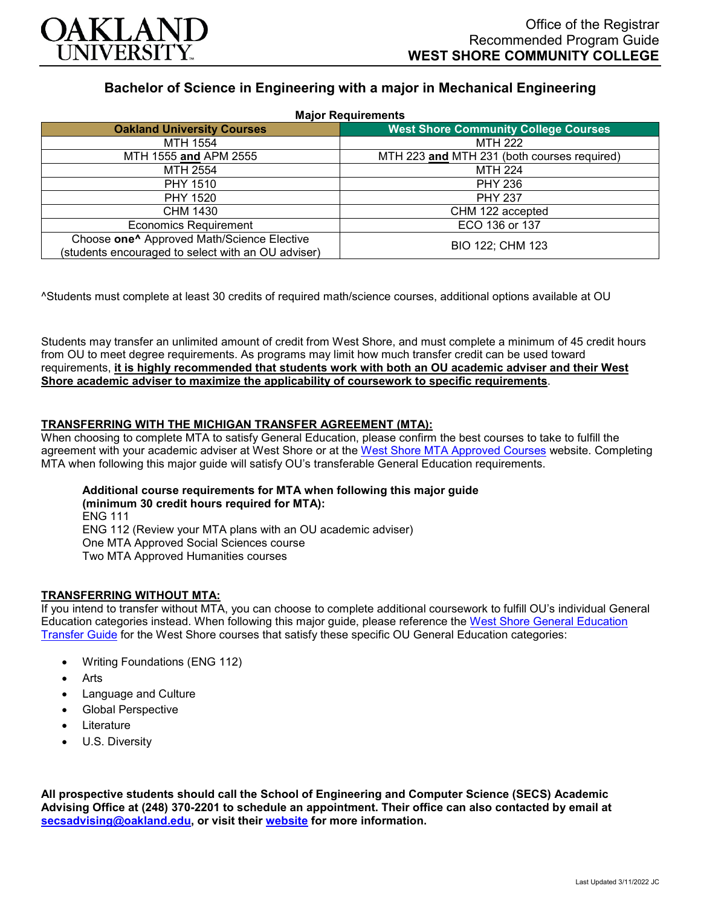OAKLAND UNIVERSITY

Office of the Registrar
Recommended Program Guide
**WEST SHORE COMMUNITY COLLEGE**

## Bachelor of Science in Engineering with a major in Mechanical Engineering

**Major Requirements**

| Oakland University Courses | West Shore Community College Courses |
|---|---|
| MTH 1554 | MTH 222 |
| MTH 1555 **and** APM 2555 | MTH 223 **and** MTH 231 (both courses required) |
| MTH 2554 | MTH 224 |
| PHY 1510 | PHY 236 |
| PHY 1520 | PHY 237 |
| CHM 1430 | CHM 122 accepted |
| Economics Requirement | ECO 136 or 137 |
| Choose **one^** Approved Math/Science Elective (students encouraged to select with an OU adviser) | BIO 122; CHM 123 |

^Students must complete at least 30 credits of required math/science courses, additional options available at OU

Students may transfer an unlimited amount of credit from West Shore, and must complete a minimum of 45 credit hours from OU to meet degree requirements. As programs may limit how much transfer credit can be used toward requirements, **it is highly recommended that students work with both an OU academic adviser and their West Shore academic adviser to maximize the applicability of coursework to specific requirements**.

### TRANSFERRING WITH THE MICHIGAN TRANSFER AGREEMENT (MTA):

When choosing to complete MTA to satisfy General Education, please confirm the best courses to take to fulfill the agreement with your academic adviser at West Shore or at the West Shore MTA Approved Courses website. Completing MTA when following this major guide will satisfy OU's transferable General Education requirements.

**Additional course requirements for MTA when following this major guide (minimum 30 credit hours required for MTA):**
ENG 111
ENG 112 (Review your MTA plans with an OU academic adviser)
One MTA Approved Social Sciences course
Two MTA Approved Humanities courses

### TRANSFERRING WITHOUT MTA:

If you intend to transfer without MTA, you can choose to complete additional coursework to fulfill OU's individual General Education categories instead. When following this major guide, please reference the West Shore General Education Transfer Guide for the West Shore courses that satisfy these specific OU General Education categories:

- Writing Foundations (ENG 112)
- Arts
- Language and Culture
- Global Perspective
- Literature
- U.S. Diversity

**All prospective students should call the School of Engineering and Computer Science (SECS) Academic Advising Office at (248) 370-2201 to schedule an appointment. Their office can also contacted by email at secsadvising@oakland.edu, or visit their website for more information.**

Last Updated 3/11/2022 JC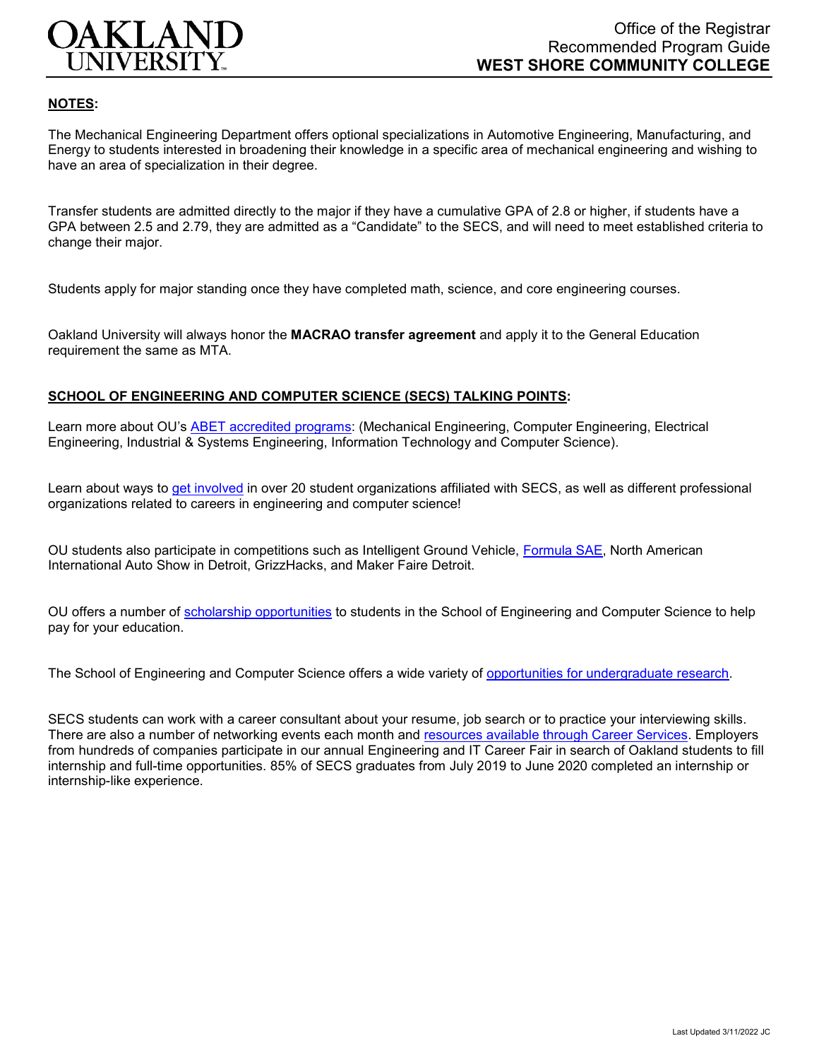## NOTES:

The Mechanical Engineering Department offers optional specializations in Automotive Engineering, Manufacturing, and Energy to students interested in broadening their knowledge in a specific area of mechanical engineering and wishing to have an area of specialization in their degree.

Transfer students are admitted directly to the major if they have a cumulative GPA of 2.8 or higher, if students have a GPA between 2.5 and 2.79, they are admitted as a "Candidate" to the SECS, and will need to meet established criteria to change their major.

Students apply for major standing once they have completed math, science, and core engineering courses.

Oakland University will always honor the **MACRAO transfer agreement** and apply it to the General Education requirement the same as MTA.

## SCHOOL OF ENGINEERING AND COMPUTER SCIENCE (SECS) TALKING POINTS:

Learn more about OU's ABET accredited programs: (Mechanical Engineering, Computer Engineering, Electrical Engineering, Industrial & Systems Engineering, Information Technology and Computer Science).

Learn about ways to get involved in over 20 student organizations affiliated with SECS, as well as different professional organizations related to careers in engineering and computer science!

OU students also participate in competitions such as Intelligent Ground Vehicle, Formula SAE, North American International Auto Show in Detroit, GrizzHacks, and Maker Faire Detroit.

OU offers a number of scholarship opportunities to students in the School of Engineering and Computer Science to help pay for your education.

The School of Engineering and Computer Science offers a wide variety of opportunities for undergraduate research.

SECS students can work with a career consultant about your resume, job search or to practice your interviewing skills. There are also a number of networking events each month and resources available through Career Services. Employers from hundreds of companies participate in our annual Engineering and IT Career Fair in search of Oakland students to fill internship and full-time opportunities. 85% of SECS graduates from July 2019 to June 2020 completed an internship or internship-like experience.